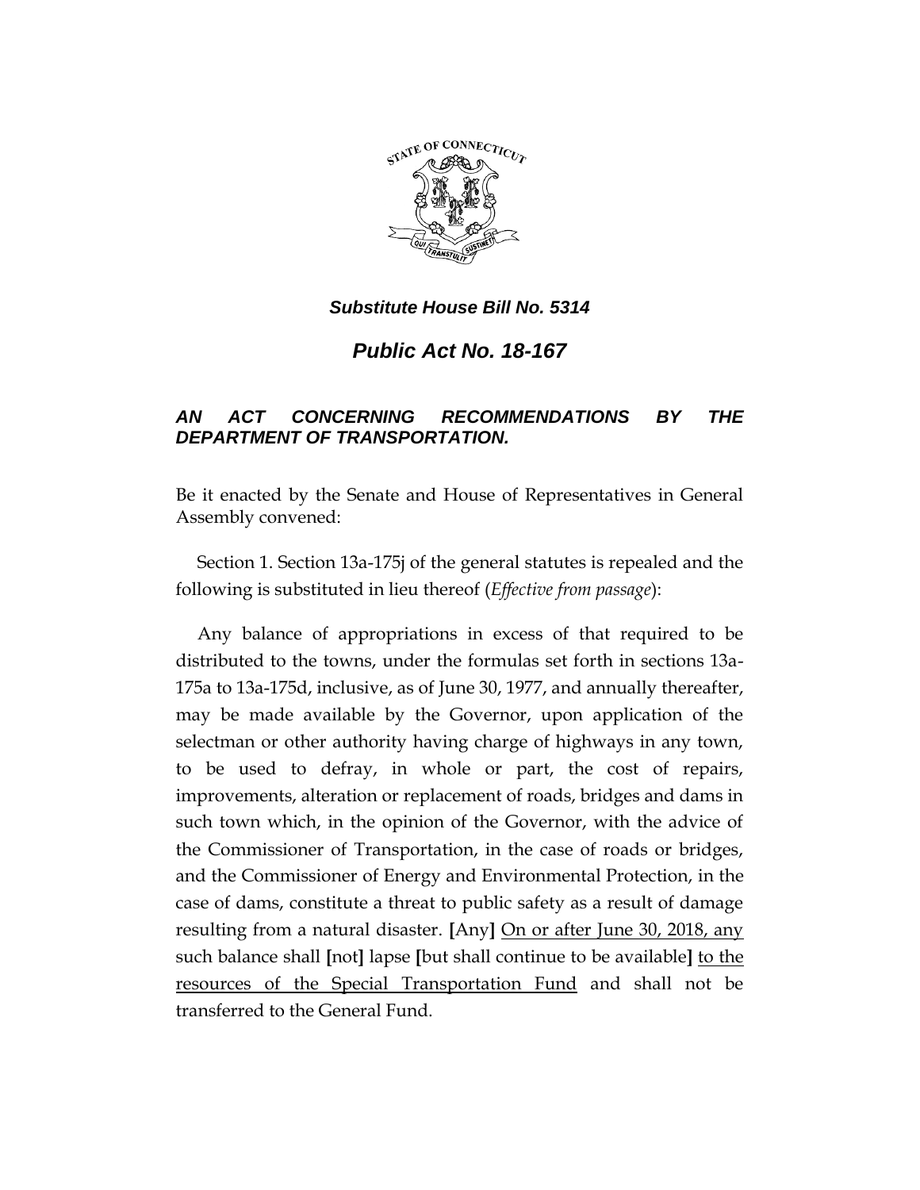***Substitute House Bill No. 5314***

# *Public Act No. 18-167*

## *AN ACT CONCERNING RECOMMENDATIONS BY THE DEPARTMENT OF TRANSPORTATION.*

Be it enacted by the Senate and House of Representatives in General Assembly convened:

Section 1. Section 13a-175j of the general statutes is repealed and the following is substituted in lieu thereof (*Effective from passage*):

Any balance of appropriations in excess of that required to be distributed to the towns, under the formulas set forth in sections 13a-175a to 13a-175d, inclusive, as of June 30, 1977, and annually thereafter, may be made available by the Governor, upon application of the selectman or other authority having charge of highways in any town, to be used to defray, in whole or part, the cost of repairs, improvements, alteration or replacement of roads, bridges and dams in such town which, in the opinion of the Governor, with the advice of the Commissioner of Transportation, in the case of roads or bridges, and the Commissioner of Energy and Environmental Protection, in the case of dams, constitute a threat to public safety as a result of damage resulting from a natural disaster. **[**Any**]** <u>On or after June 30, 2018, any</u> such balance shall **[**not**]** lapse **[**but shall continue to be available**]** <u>to the resources of the Special Transportation Fund</u> and shall not be transferred to the General Fund.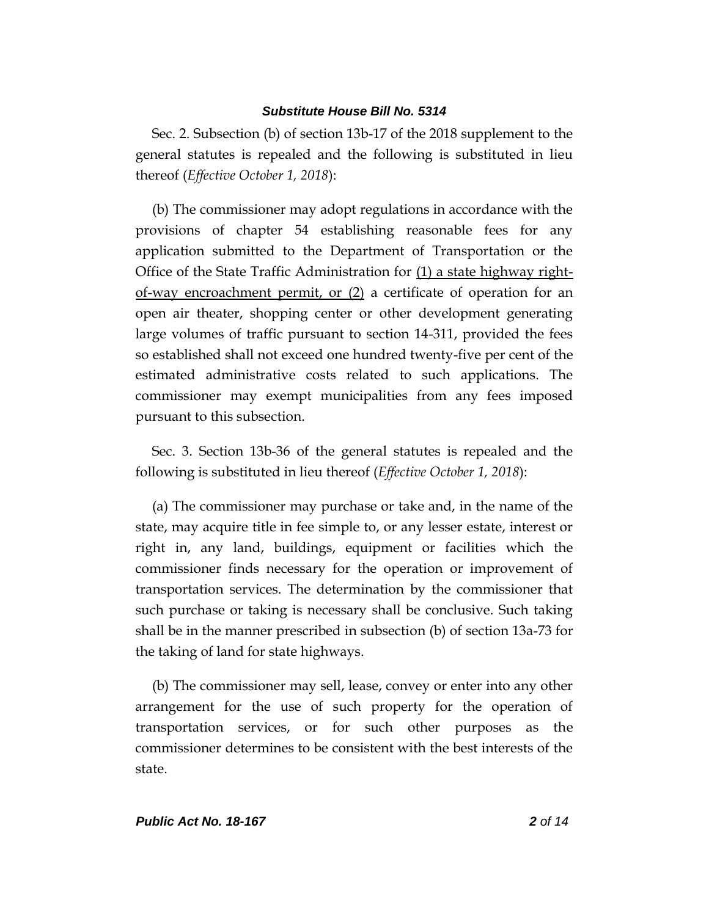Sec. 2. Subsection (b) of section 13b-17 of the 2018 supplement to the general statutes is repealed and the following is substituted in lieu thereof (*Effective October 1, 2018*):

(b) The commissioner may adopt regulations in accordance with the provisions of chapter 54 establishing reasonable fees for any application submitted to the Department of Transportation or the Office of the State Traffic Administration for (1) a state highway right-of-way encroachment permit, or (2) a certificate of operation for an open air theater, shopping center or other development generating large volumes of traffic pursuant to section 14-311, provided the fees so established shall not exceed one hundred twenty-five per cent of the estimated administrative costs related to such applications. The commissioner may exempt municipalities from any fees imposed pursuant to this subsection.

Sec. 3. Section 13b-36 of the general statutes is repealed and the following is substituted in lieu thereof (*Effective October 1, 2018*):

(a) The commissioner may purchase or take and, in the name of the state, may acquire title in fee simple to, or any lesser estate, interest or right in, any land, buildings, equipment or facilities which the commissioner finds necessary for the operation or improvement of transportation services. The determination by the commissioner that such purchase or taking is necessary shall be conclusive. Such taking shall be in the manner prescribed in subsection (b) of section 13a-73 for the taking of land for state highways.

(b) The commissioner may sell, lease, convey or enter into any other arrangement for the use of such property for the operation of transportation services, or for such other purposes as the commissioner determines to be consistent with the best interests of the state.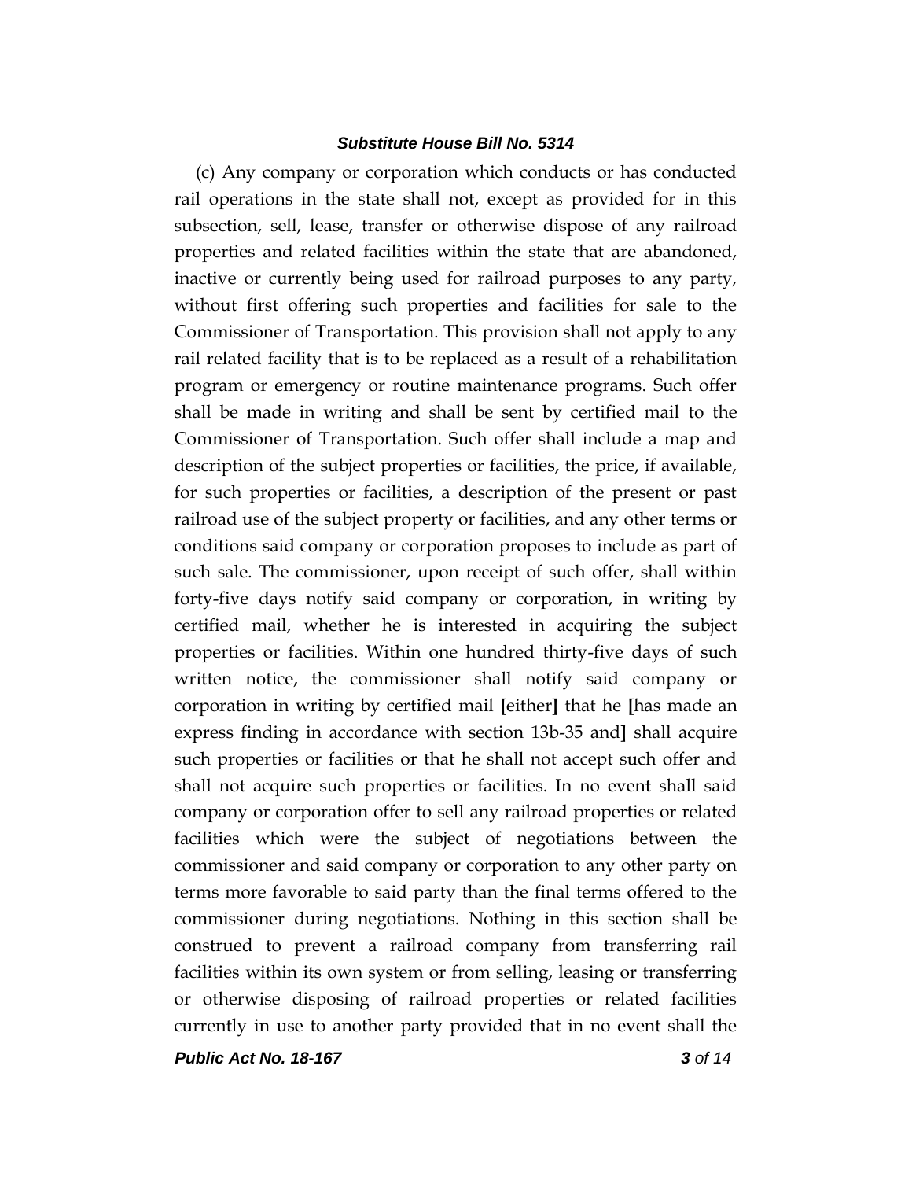(c) Any company or corporation which conducts or has conducted rail operations in the state shall not, except as provided for in this subsection, sell, lease, transfer or otherwise dispose of any railroad properties and related facilities within the state that are abandoned, inactive or currently being used for railroad purposes to any party, without first offering such properties and facilities for sale to the Commissioner of Transportation. This provision shall not apply to any rail related facility that is to be replaced as a result of a rehabilitation program or emergency or routine maintenance programs. Such offer shall be made in writing and shall be sent by certified mail to the Commissioner of Transportation. Such offer shall include a map and description of the subject properties or facilities, the price, if available, for such properties or facilities, a description of the present or past railroad use of the subject property or facilities, and any other terms or conditions said company or corporation proposes to include as part of such sale. The commissioner, upon receipt of such offer, shall within forty-five days notify said company or corporation, in writing by certified mail, whether he is interested in acquiring the subject properties or facilities. Within one hundred thirty-five days of such written notice, the commissioner shall notify said company or corporation in writing by certified mail **[**either**]** that he **[**has made an express finding in accordance with section 13b-35 and**]** shall acquire such properties or facilities or that he shall not accept such offer and shall not acquire such properties or facilities. In no event shall said company or corporation offer to sell any railroad properties or related facilities which were the subject of negotiations between the commissioner and said company or corporation to any other party on terms more favorable to said party than the final terms offered to the commissioner during negotiations. Nothing in this section shall be construed to prevent a railroad company from transferring rail facilities within its own system or from selling, leasing or transferring or otherwise disposing of railroad properties or related facilities currently in use to another party provided that in no event shall the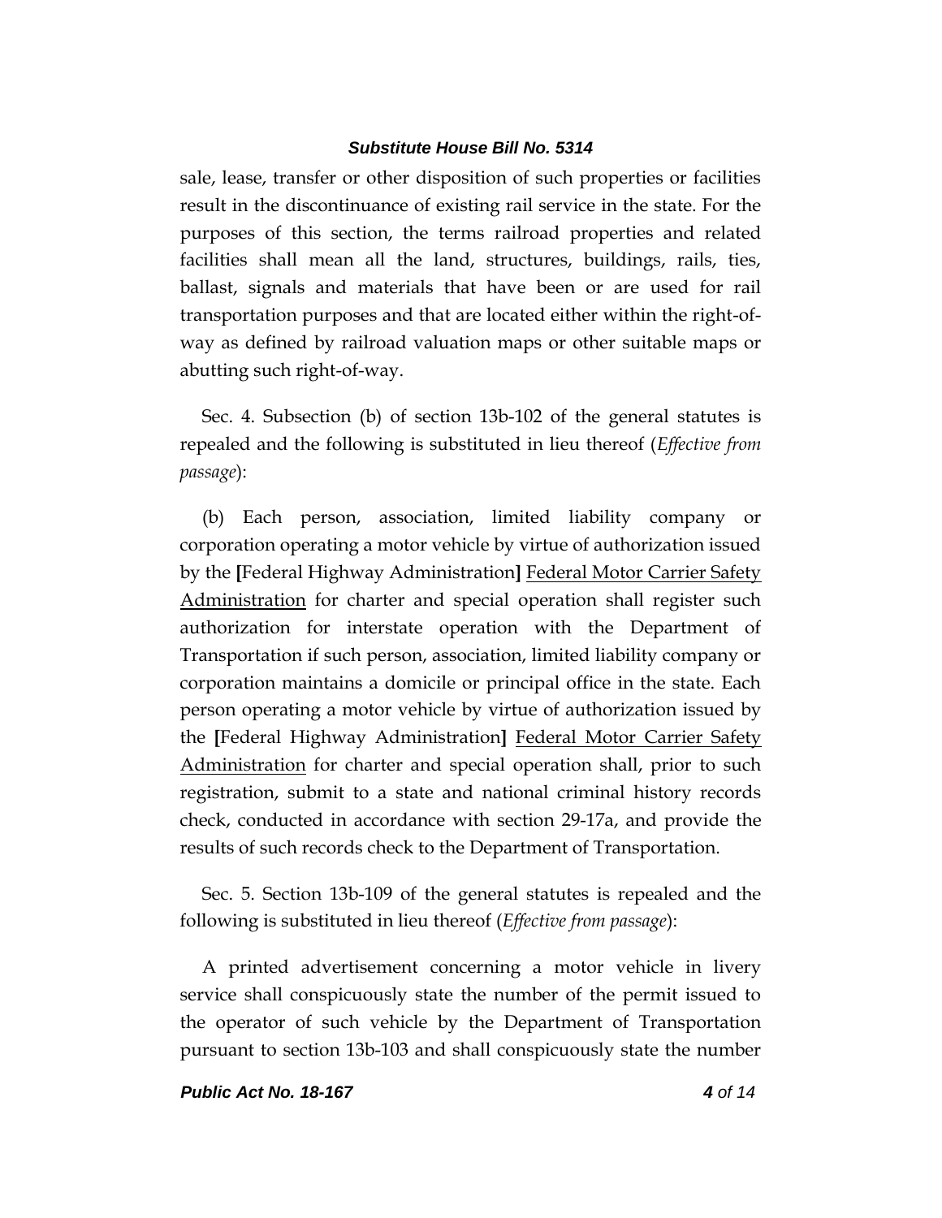sale, lease, transfer or other disposition of such properties or facilities result in the discontinuance of existing rail service in the state. For the purposes of this section, the terms railroad properties and related facilities shall mean all the land, structures, buildings, rails, ties, ballast, signals and materials that have been or are used for rail transportation purposes and that are located either within the right-of-way as defined by railroad valuation maps or other suitable maps or abutting such right-of-way.

Sec. 4. Subsection (b) of section 13b-102 of the general statutes is repealed and the following is substituted in lieu thereof (*Effective from passage*):

(b) Each person, association, limited liability company or corporation operating a motor vehicle by virtue of authorization issued by the **[**Federal Highway Administration**]** <u>Federal Motor Carrier Safety Administration</u> for charter and special operation shall register such authorization for interstate operation with the Department of Transportation if such person, association, limited liability company or corporation maintains a domicile or principal office in the state. Each person operating a motor vehicle by virtue of authorization issued by the **[**Federal Highway Administration**]** <u>Federal Motor Carrier Safety Administration</u> for charter and special operation shall, prior to such registration, submit to a state and national criminal history records check, conducted in accordance with section 29-17a, and provide the results of such records check to the Department of Transportation.

Sec. 5. Section 13b-109 of the general statutes is repealed and the following is substituted in lieu thereof (*Effective from passage*):

A printed advertisement concerning a motor vehicle in livery service shall conspicuously state the number of the permit issued to the operator of such vehicle by the Department of Transportation pursuant to section 13b-103 and shall conspicuously state the number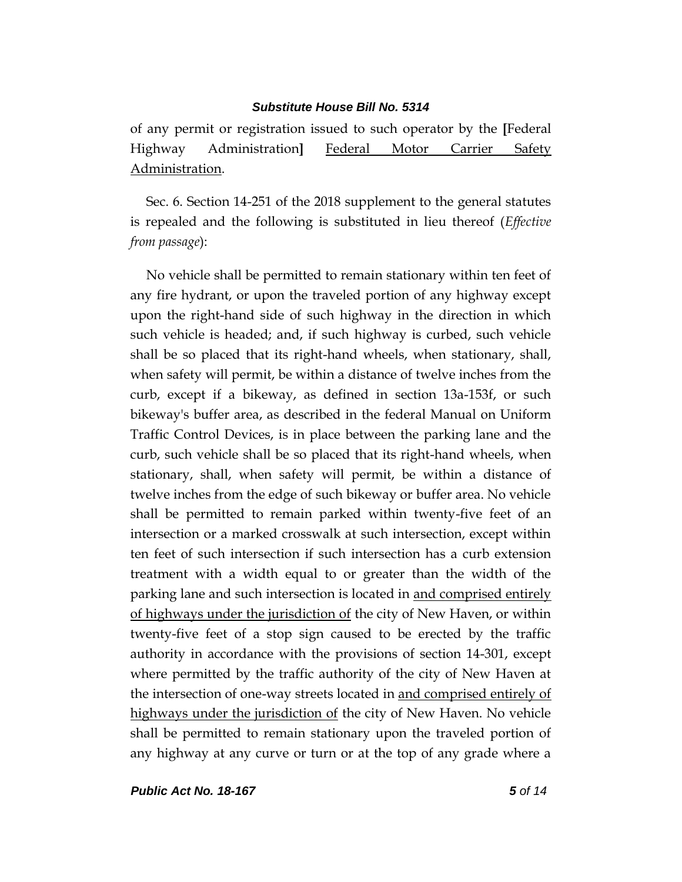of any permit or registration issued to such operator by the [Federal Highway Administration] <u>Federal Motor Carrier Safety Administration</u>.

Sec. 6. Section 14-251 of the 2018 supplement to the general statutes is repealed and the following is substituted in lieu thereof (*Effective from passage*):

No vehicle shall be permitted to remain stationary within ten feet of any fire hydrant, or upon the traveled portion of any highway except upon the right-hand side of such highway in the direction in which such vehicle is headed; and, if such highway is curbed, such vehicle shall be so placed that its right-hand wheels, when stationary, shall, when safety will permit, be within a distance of twelve inches from the curb, except if a bikeway, as defined in section 13a-153f, or such bikeway's buffer area, as described in the federal Manual on Uniform Traffic Control Devices, is in place between the parking lane and the curb, such vehicle shall be so placed that its right-hand wheels, when stationary, shall, when safety will permit, be within a distance of twelve inches from the edge of such bikeway or buffer area. No vehicle shall be permitted to remain parked within twenty-five feet of an intersection or a marked crosswalk at such intersection, except within ten feet of such intersection if such intersection has a curb extension treatment with a width equal to or greater than the width of the parking lane and such intersection is located in <u>and comprised entirely of highways under the jurisdiction of</u> the city of New Haven, or within twenty-five feet of a stop sign caused to be erected by the traffic authority in accordance with the provisions of section 14-301, except where permitted by the traffic authority of the city of New Haven at the intersection of one-way streets located in <u>and comprised entirely of highways under the jurisdiction of</u> the city of New Haven. No vehicle shall be permitted to remain stationary upon the traveled portion of any highway at any curve or turn or at the top of any grade where a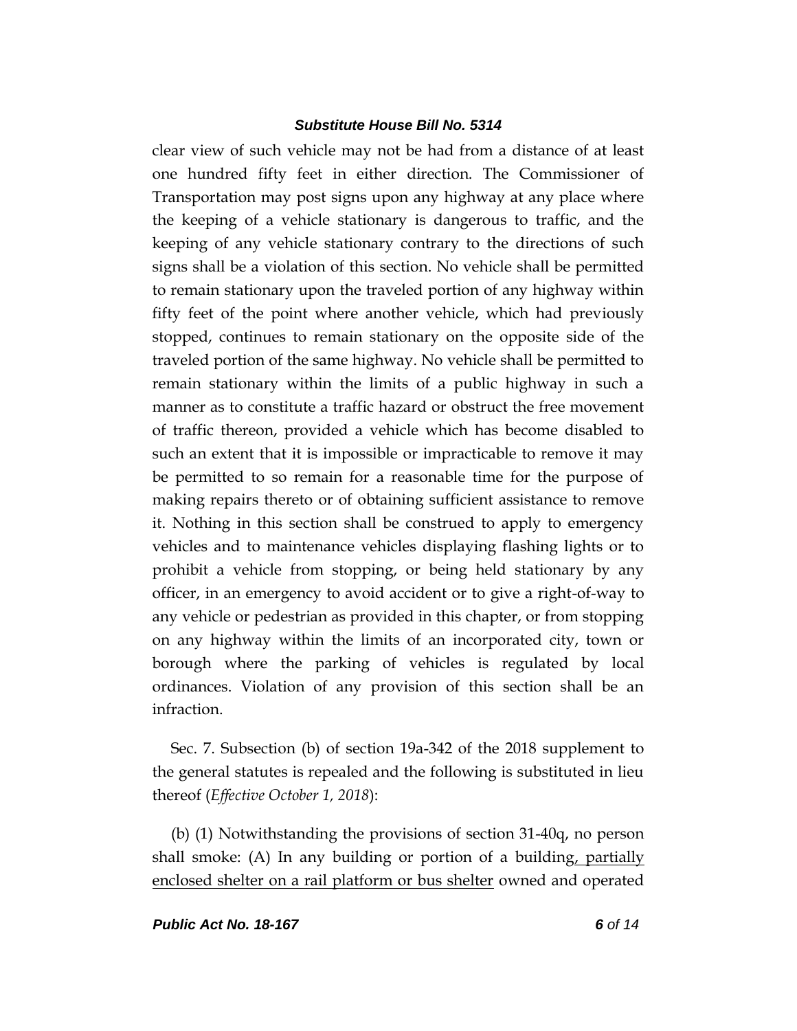clear view of such vehicle may not be had from a distance of at least one hundred fifty feet in either direction. The Commissioner of Transportation may post signs upon any highway at any place where the keeping of a vehicle stationary is dangerous to traffic, and the keeping of any vehicle stationary contrary to the directions of such signs shall be a violation of this section. No vehicle shall be permitted to remain stationary upon the traveled portion of any highway within fifty feet of the point where another vehicle, which had previously stopped, continues to remain stationary on the opposite side of the traveled portion of the same highway. No vehicle shall be permitted to remain stationary within the limits of a public highway in such a manner as to constitute a traffic hazard or obstruct the free movement of traffic thereon, provided a vehicle which has become disabled to such an extent that it is impossible or impracticable to remove it may be permitted to so remain for a reasonable time for the purpose of making repairs thereto or of obtaining sufficient assistance to remove it. Nothing in this section shall be construed to apply to emergency vehicles and to maintenance vehicles displaying flashing lights or to prohibit a vehicle from stopping, or being held stationary by any officer, in an emergency to avoid accident or to give a right-of-way to any vehicle or pedestrian as provided in this chapter, or from stopping on any highway within the limits of an incorporated city, town or borough where the parking of vehicles is regulated by local ordinances. Violation of any provision of this section shall be an infraction.

Sec. 7. Subsection (b) of section 19a-342 of the 2018 supplement to the general statutes is repealed and the following is substituted in lieu thereof (*Effective October 1, 2018*):

(b) (1) Notwithstanding the provisions of section 31-40q, no person shall smoke: (A) In any building or portion of a building<u>, partially enclosed shelter on a rail platform or bus shelter</u> owned and operated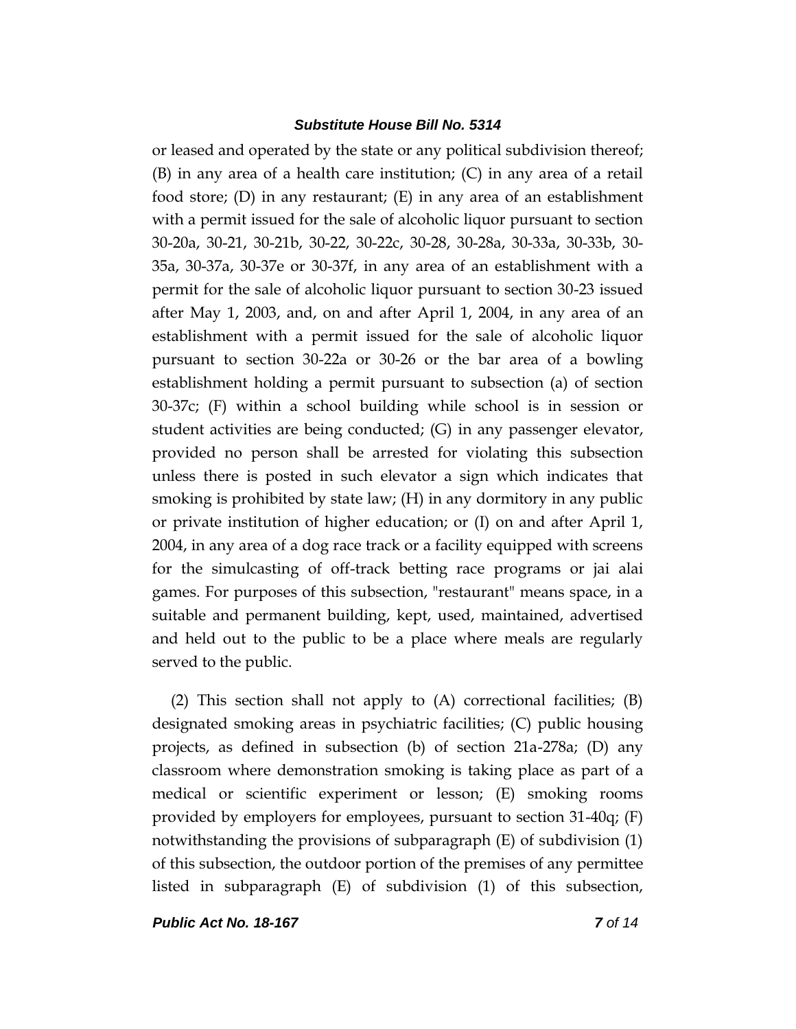or leased and operated by the state or any political subdivision thereof; (B) in any area of a health care institution; (C) in any area of a retail food store; (D) in any restaurant; (E) in any area of an establishment with a permit issued for the sale of alcoholic liquor pursuant to section 30-20a, 30-21, 30-21b, 30-22, 30-22c, 30-28, 30-28a, 30-33a, 30-33b, 30-35a, 30-37a, 30-37e or 30-37f, in any area of an establishment with a permit for the sale of alcoholic liquor pursuant to section 30-23 issued after May 1, 2003, and, on and after April 1, 2004, in any area of an establishment with a permit issued for the sale of alcoholic liquor pursuant to section 30-22a or 30-26 or the bar area of a bowling establishment holding a permit pursuant to subsection (a) of section 30-37c; (F) within a school building while school is in session or student activities are being conducted; (G) in any passenger elevator, provided no person shall be arrested for violating this subsection unless there is posted in such elevator a sign which indicates that smoking is prohibited by state law; (H) in any dormitory in any public or private institution of higher education; or (I) on and after April 1, 2004, in any area of a dog race track or a facility equipped with screens for the simulcasting of off-track betting race programs or jai alai games. For purposes of this subsection, "restaurant" means space, in a suitable and permanent building, kept, used, maintained, advertised and held out to the public to be a place where meals are regularly served to the public.

(2) This section shall not apply to (A) correctional facilities; (B) designated smoking areas in psychiatric facilities; (C) public housing projects, as defined in subsection (b) of section 21a-278a; (D) any classroom where demonstration smoking is taking place as part of a medical or scientific experiment or lesson; (E) smoking rooms provided by employers for employees, pursuant to section 31-40q; (F) notwithstanding the provisions of subparagraph (E) of subdivision (1) of this subsection, the outdoor portion of the premises of any permittee listed in subparagraph (E) of subdivision (1) of this subsection,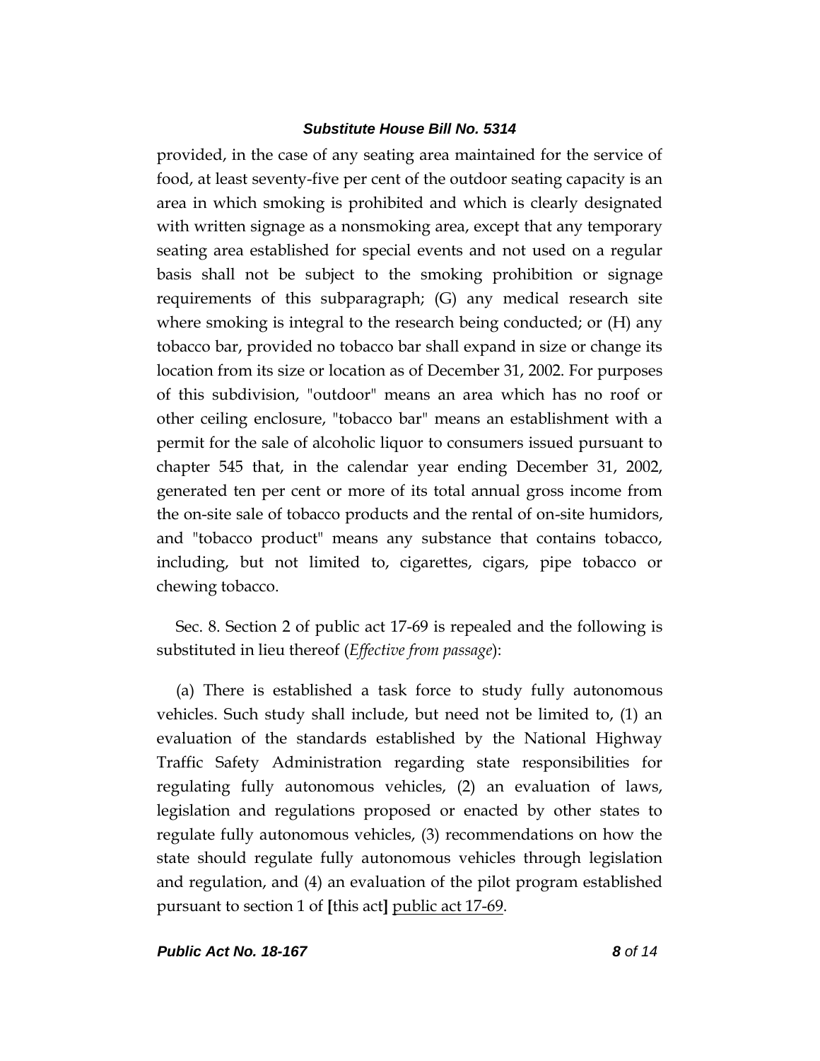provided, in the case of any seating area maintained for the service of food, at least seventy-five per cent of the outdoor seating capacity is an area in which smoking is prohibited and which is clearly designated with written signage as a nonsmoking area, except that any temporary seating area established for special events and not used on a regular basis shall not be subject to the smoking prohibition or signage requirements of this subparagraph; (G) any medical research site where smoking is integral to the research being conducted; or (H) any tobacco bar, provided no tobacco bar shall expand in size or change its location from its size or location as of December 31, 2002. For purposes of this subdivision, "outdoor" means an area which has no roof or other ceiling enclosure, "tobacco bar" means an establishment with a permit for the sale of alcoholic liquor to consumers issued pursuant to chapter 545 that, in the calendar year ending December 31, 2002, generated ten per cent or more of its total annual gross income from the on-site sale of tobacco products and the rental of on-site humidors, and "tobacco product" means any substance that contains tobacco, including, but not limited to, cigarettes, cigars, pipe tobacco or chewing tobacco.

Sec. 8. Section 2 of public act 17-69 is repealed and the following is substituted in lieu thereof (*Effective from passage*):

(a) There is established a task force to study fully autonomous vehicles. Such study shall include, but need not be limited to, (1) an evaluation of the standards established by the National Highway Traffic Safety Administration regarding state responsibilities for regulating fully autonomous vehicles, (2) an evaluation of laws, legislation and regulations proposed or enacted by other states to regulate fully autonomous vehicles, (3) recommendations on how the state should regulate fully autonomous vehicles through legislation and regulation, and (4) an evaluation of the pilot program established pursuant to section 1 of **[**this act**]** <u>public act 17-69</u>.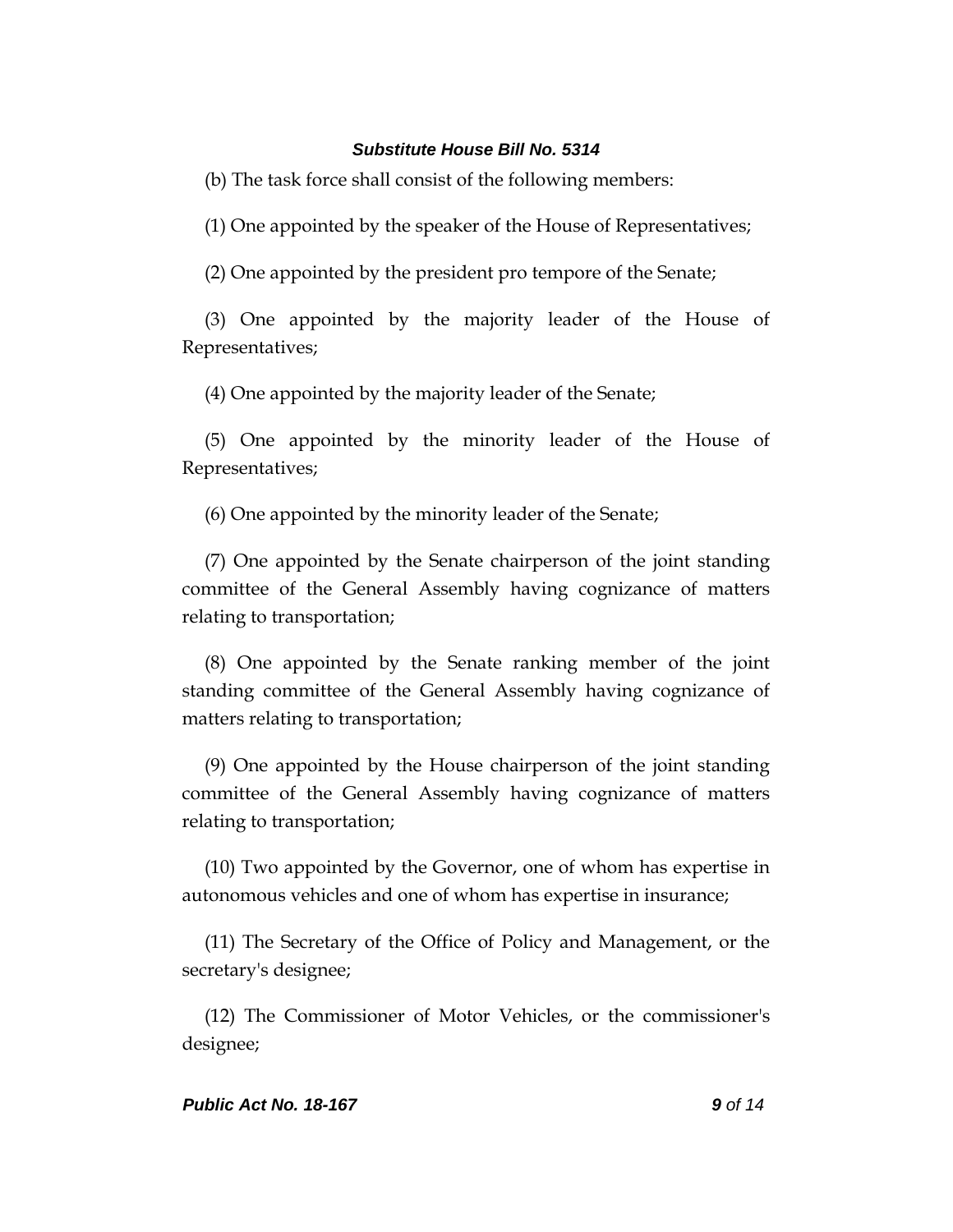(b) The task force shall consist of the following members:

(1) One appointed by the speaker of the House of Representatives;

(2) One appointed by the president pro tempore of the Senate;

(3) One appointed by the majority leader of the House of Representatives;

(4) One appointed by the majority leader of the Senate;

(5) One appointed by the minority leader of the House of Representatives;

(6) One appointed by the minority leader of the Senate;

(7) One appointed by the Senate chairperson of the joint standing committee of the General Assembly having cognizance of matters relating to transportation;

(8) One appointed by the Senate ranking member of the joint standing committee of the General Assembly having cognizance of matters relating to transportation;

(9) One appointed by the House chairperson of the joint standing committee of the General Assembly having cognizance of matters relating to transportation;

(10) Two appointed by the Governor, one of whom has expertise in autonomous vehicles and one of whom has expertise in insurance;

(11) The Secretary of the Office of Policy and Management, or the secretary's designee;

(12) The Commissioner of Motor Vehicles, or the commissioner's designee;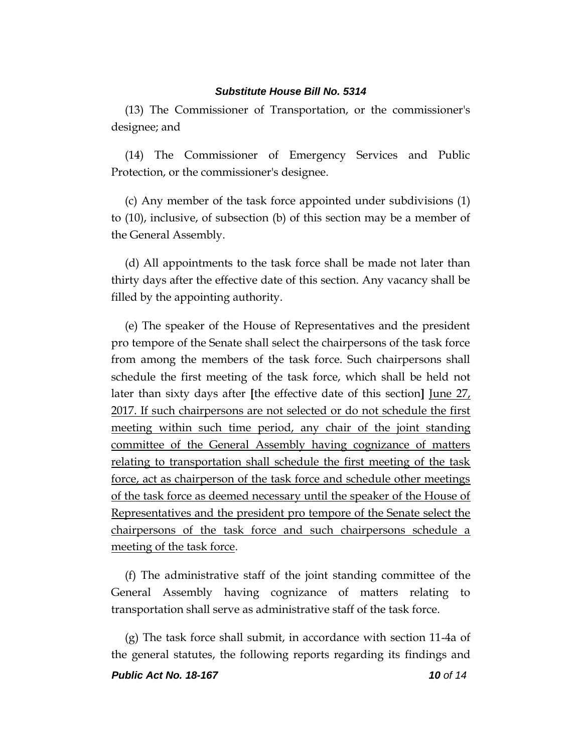(13) The Commissioner of Transportation, or the commissioner's designee; and

(14) The Commissioner of Emergency Services and Public Protection, or the commissioner's designee.

(c) Any member of the task force appointed under subdivisions (1) to (10), inclusive, of subsection (b) of this section may be a member of the General Assembly.

(d) All appointments to the task force shall be made not later than thirty days after the effective date of this section. Any vacancy shall be filled by the appointing authority.

(e) The speaker of the House of Representatives and the president pro tempore of the Senate shall select the chairpersons of the task force from among the members of the task force. Such chairpersons shall schedule the first meeting of the task force, which shall be held not later than sixty days after **[**the effective date of this section**]** <u>June 27, 2017. If such chairpersons are not selected or do not schedule the first meeting within such time period, any chair of the joint standing committee of the General Assembly having cognizance of matters relating to transportation shall schedule the first meeting of the task force, act as chairperson of the task force and schedule other meetings of the task force as deemed necessary until the speaker of the House of Representatives and the president pro tempore of the Senate select the chairpersons of the task force and such chairpersons schedule a meeting of the task force</u>.

(f) The administrative staff of the joint standing committee of the General Assembly having cognizance of matters relating to transportation shall serve as administrative staff of the task force.

(g) The task force shall submit, in accordance with section 11-4a of the general statutes, the following reports regarding its findings and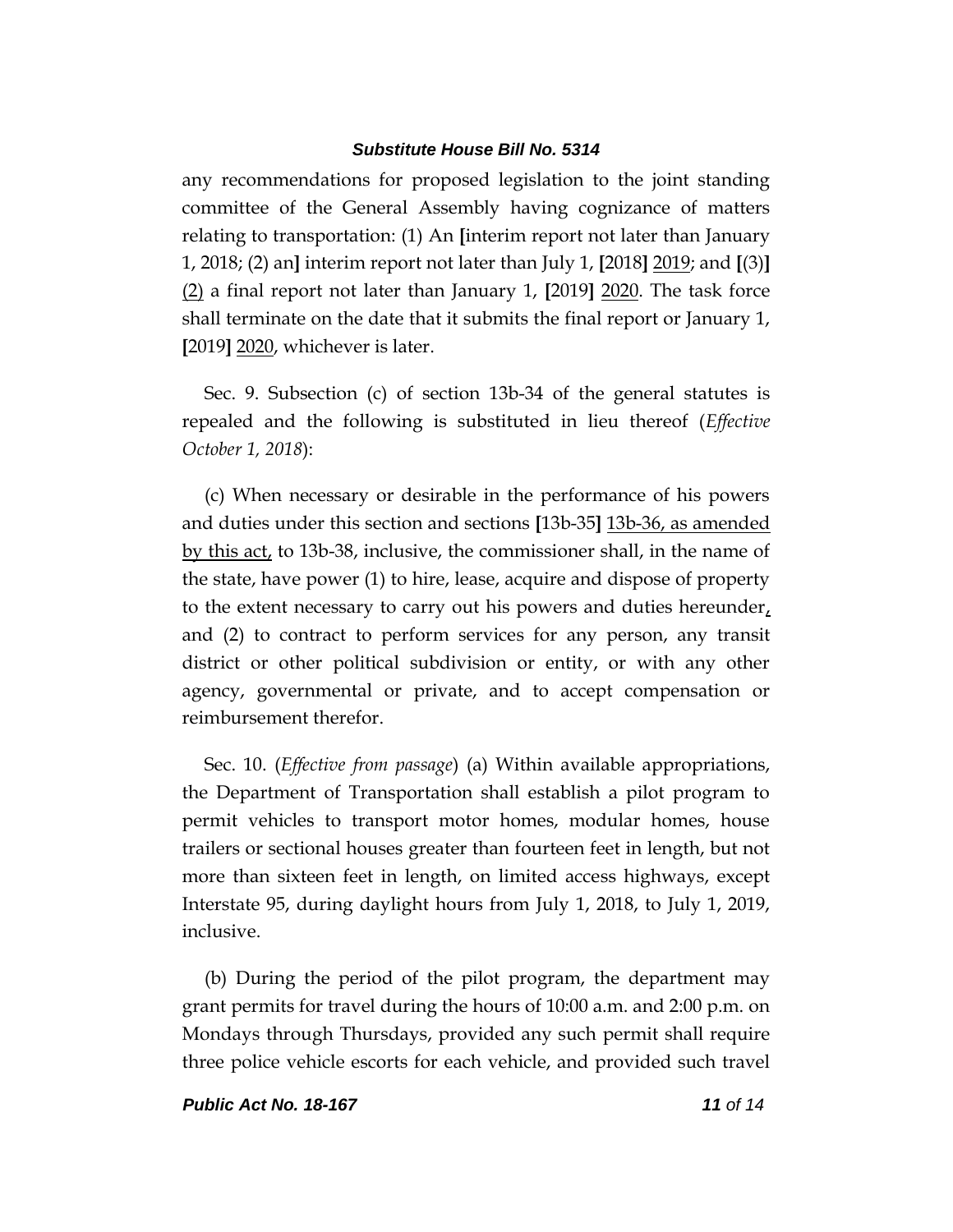any recommendations for proposed legislation to the joint standing committee of the General Assembly having cognizance of matters relating to transportation: (1) An **[**interim report not later than January 1, 2018; (2) an**]** interim report not later than July 1, **[**2018**]** <u>2019</u>; and **[**(3)**]** <u>(2)</u> a final report not later than January 1, **[**2019**]** <u>2020</u>. The task force shall terminate on the date that it submits the final report or January 1, **[**2019**]** <u>2020</u>, whichever is later.

Sec. 9. Subsection (c) of section 13b-34 of the general statutes is repealed and the following is substituted in lieu thereof (*Effective October 1, 2018*):

(c) When necessary or desirable in the performance of his powers and duties under this section and sections **[**13b-35**]** <u>13b-36, as amended by this act,</u> to 13b-38, inclusive, the commissioner shall, in the name of the state, have power (1) to hire, lease, acquire and dispose of property to the extent necessary to carry out his powers and duties hereunder<u>,</u> and (2) to contract to perform services for any person, any transit district or other political subdivision or entity, or with any other agency, governmental or private, and to accept compensation or reimbursement therefor.

Sec. 10. (*Effective from passage*) (a) Within available appropriations, the Department of Transportation shall establish a pilot program to permit vehicles to transport motor homes, modular homes, house trailers or sectional houses greater than fourteen feet in length, but not more than sixteen feet in length, on limited access highways, except Interstate 95, during daylight hours from July 1, 2018, to July 1, 2019, inclusive.

(b) During the period of the pilot program, the department may grant permits for travel during the hours of 10:00 a.m. and 2:00 p.m. on Mondays through Thursdays, provided any such permit shall require three police vehicle escorts for each vehicle, and provided such travel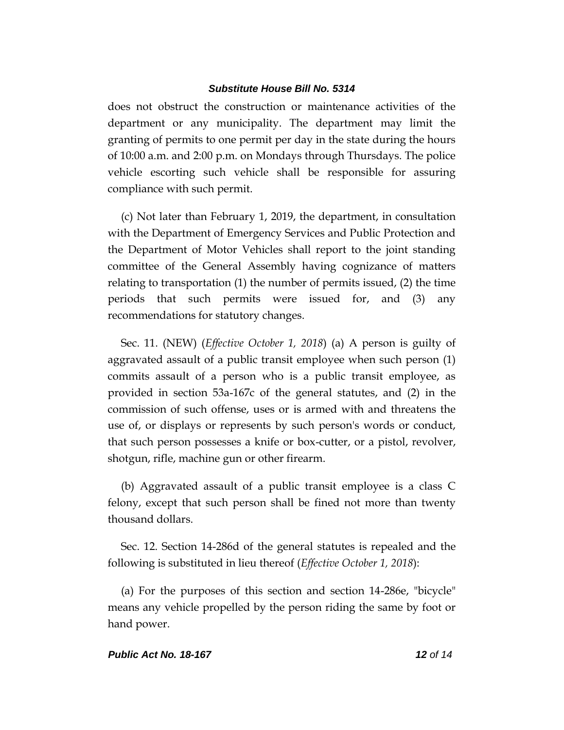does not obstruct the construction or maintenance activities of the department or any municipality. The department may limit the granting of permits to one permit per day in the state during the hours of 10:00 a.m. and 2:00 p.m. on Mondays through Thursdays. The police vehicle escorting such vehicle shall be responsible for assuring compliance with such permit.

(c) Not later than February 1, 2019, the department, in consultation with the Department of Emergency Services and Public Protection and the Department of Motor Vehicles shall report to the joint standing committee of the General Assembly having cognizance of matters relating to transportation (1) the number of permits issued, (2) the time periods that such permits were issued for, and (3) any recommendations for statutory changes.

Sec. 11. (NEW) (*Effective October 1, 2018*) (a) A person is guilty of aggravated assault of a public transit employee when such person (1) commits assault of a person who is a public transit employee, as provided in section 53a-167c of the general statutes, and (2) in the commission of such offense, uses or is armed with and threatens the use of, or displays or represents by such person's words or conduct, that such person possesses a knife or box-cutter, or a pistol, revolver, shotgun, rifle, machine gun or other firearm.

(b) Aggravated assault of a public transit employee is a class C felony, except that such person shall be fined not more than twenty thousand dollars.

Sec. 12. Section 14-286d of the general statutes is repealed and the following is substituted in lieu thereof (*Effective October 1, 2018*):

(a) For the purposes of this section and section 14-286e, "bicycle" means any vehicle propelled by the person riding the same by foot or hand power.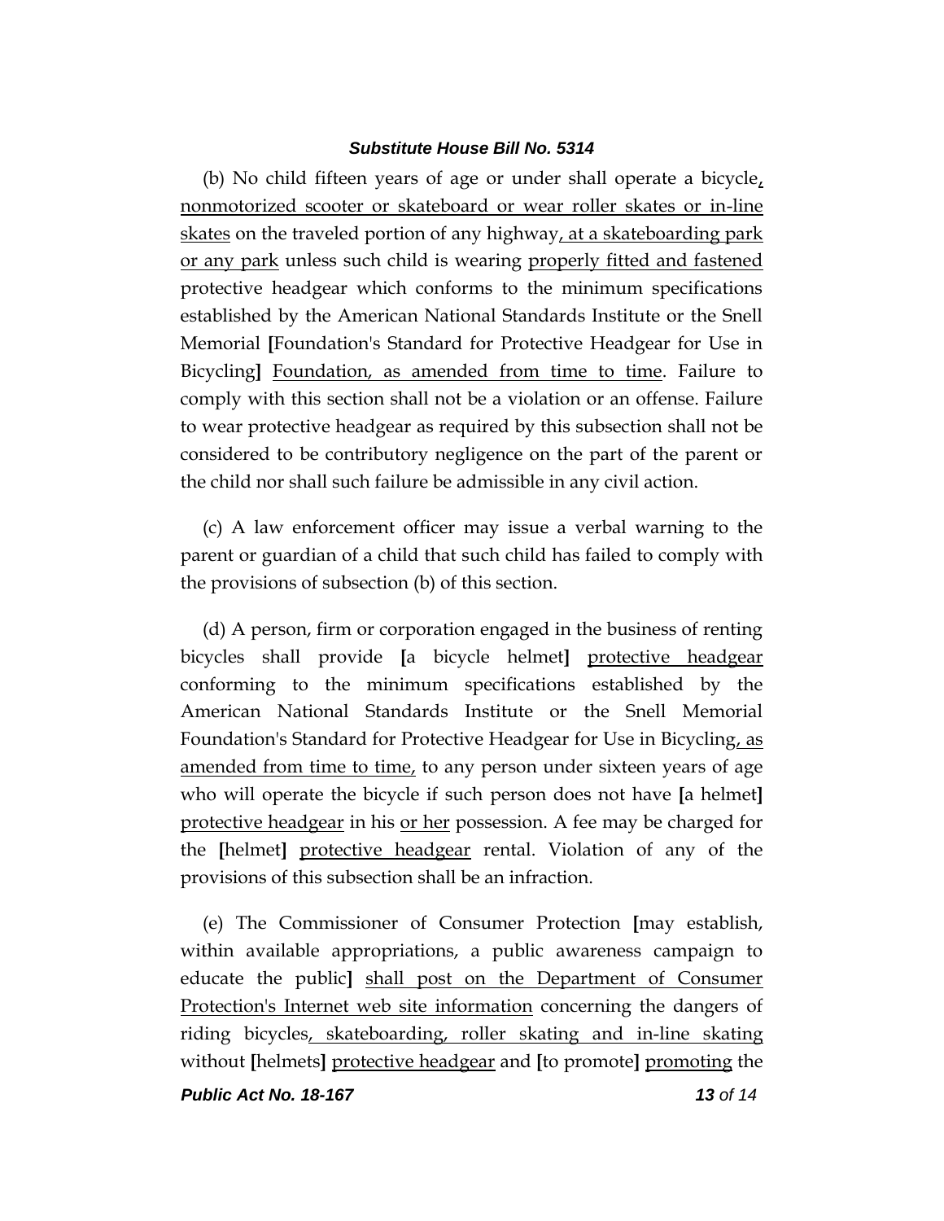(b) No child fifteen years of age or under shall operate a bicycle, nonmotorized scooter or skateboard or wear roller skates or in-line skates on the traveled portion of any highway, at a skateboarding park or any park unless such child is wearing properly fitted and fastened protective headgear which conforms to the minimum specifications established by the American National Standards Institute or the Snell Memorial [Foundation's Standard for Protective Headgear for Use in Bicycling] Foundation, as amended from time to time. Failure to comply with this section shall not be a violation or an offense. Failure to wear protective headgear as required by this subsection shall not be considered to be contributory negligence on the part of the parent or the child nor shall such failure be admissible in any civil action.

(c) A law enforcement officer may issue a verbal warning to the parent or guardian of a child that such child has failed to comply with the provisions of subsection (b) of this section.

(d) A person, firm or corporation engaged in the business of renting bicycles shall provide [a bicycle helmet] protective headgear conforming to the minimum specifications established by the American National Standards Institute or the Snell Memorial Foundation's Standard for Protective Headgear for Use in Bicycling, as amended from time to time, to any person under sixteen years of age who will operate the bicycle if such person does not have [a helmet] protective headgear in his or her possession. A fee may be charged for the [helmet] protective headgear rental. Violation of any of the provisions of this subsection shall be an infraction.

(e) The Commissioner of Consumer Protection [may establish, within available appropriations, a public awareness campaign to educate the public] shall post on the Department of Consumer Protection's Internet web site information concerning the dangers of riding bicycles, skateboarding, roller skating and in-line skating without [helmets] protective headgear and [to promote] promoting the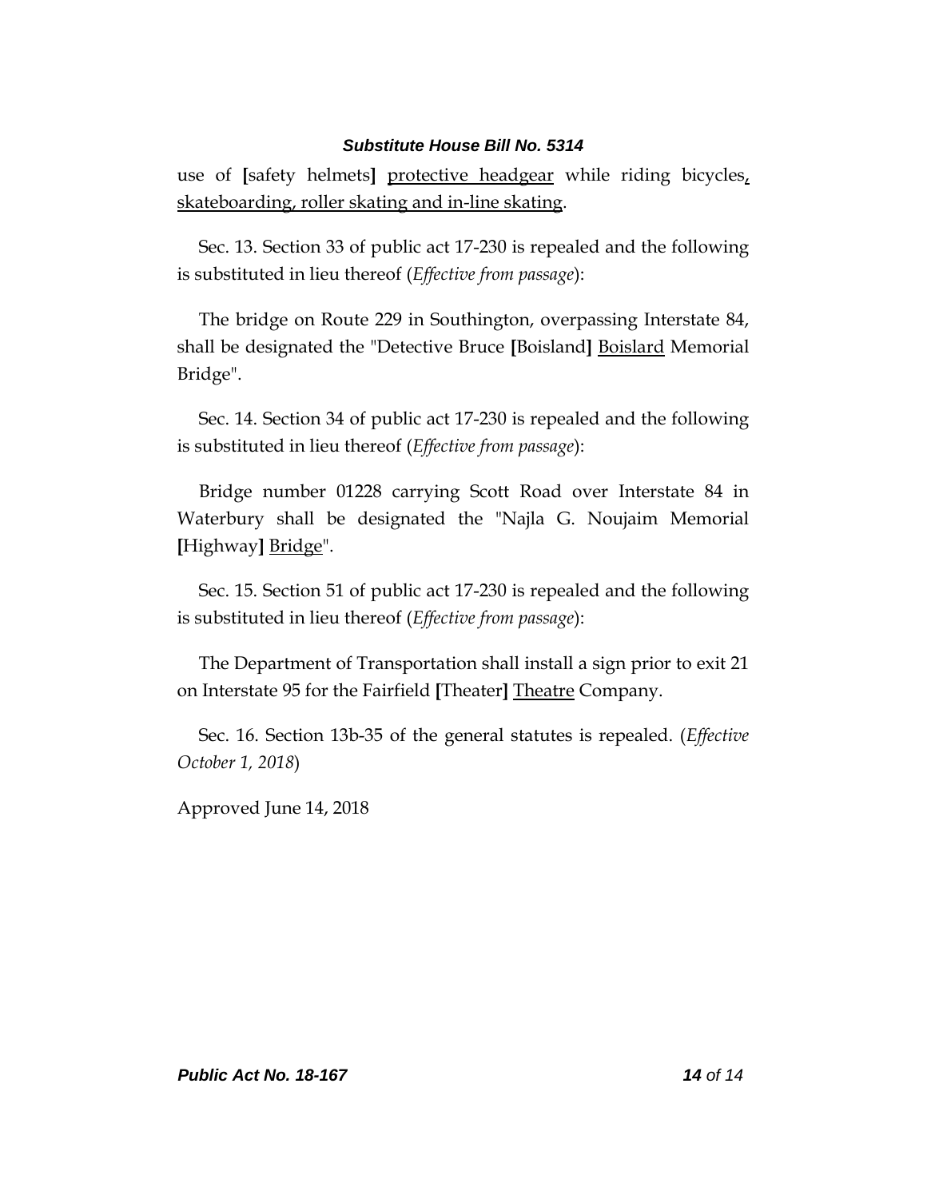use of [safety helmets] protective headgear while riding bicycles, skateboarding, roller skating and in-line skating.

Sec. 13. Section 33 of public act 17-230 is repealed and the following is substituted in lieu thereof (*Effective from passage*):

The bridge on Route 229 in Southington, overpassing Interstate 84, shall be designated the "Detective Bruce [Boisland] Boislard Memorial Bridge".

Sec. 14. Section 34 of public act 17-230 is repealed and the following is substituted in lieu thereof (*Effective from passage*):

Bridge number 01228 carrying Scott Road over Interstate 84 in Waterbury shall be designated the "Najla G. Noujaim Memorial [Highway] Bridge".

Sec. 15. Section 51 of public act 17-230 is repealed and the following is substituted in lieu thereof (*Effective from passage*):

The Department of Transportation shall install a sign prior to exit 21 on Interstate 95 for the Fairfield [Theater] Theatre Company.

Sec. 16. Section 13b-35 of the general statutes is repealed. (*Effective October 1, 2018*)

Approved June 14, 2018